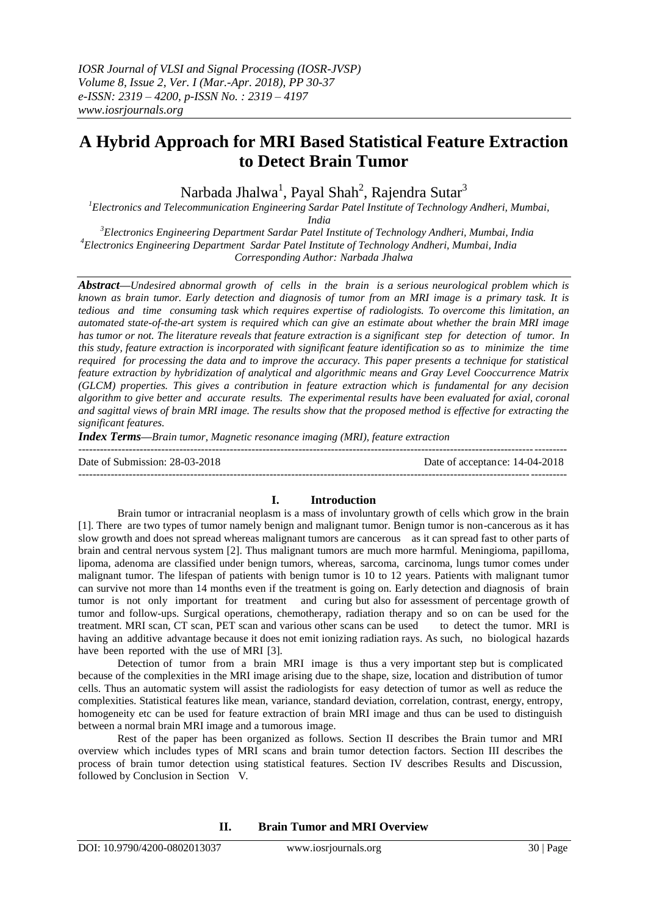# A Hybrid Approach for MRI Based Statistical Feature Extraction to Detect Brain Tumor

Narbada Jhalwa[1], Payal Shah[2], Rajendra Sutar[3]

[1]Electronics and Telecommunication Engineering Sardar Patel Institute of Technology Andheri, Mumbai, India

[3]Electronics Engineering Department Sardar Patel Institute of Technology Andheri, Mumbai, India

[4]Electronics Engineering Department Sardar Patel Institute of Technology Andheri, Mumbai, India

Corresponding Author: Narbada Jhalwa

***Abstract—****Undesired abnormal growth of cells in the brain is a serious neurological problem which is known as brain tumor. Early detection and diagnosis of tumor from an MRI image is a primary task. It is tedious and time consuming task which requires expertise of radiologists. To overcome this limitation, an automated state-of-the-art system is required which can give an estimate about whether the brain MRI image has tumor or not. The literature reveals that feature extraction is a significant step for detection of tumor. In this study, feature extraction is incorporated with significant feature identification so as to minimize the time required for processing the data and to improve the accuracy. This paper presents a technique for statistical feature extraction by hybridization of analytical and algorithmic means and Gray Level Cooccurrence Matrix (GLCM) properties. This gives a contribution in feature extraction which is fundamental for any decision algorithm to give better and accurate results. The experimental results have been evaluated for axial, coronal and sagittal views of brain MRI image. The results show that the proposed method is effective for extracting the significant features.*

***Index Terms—****Brain tumor, Magnetic resonance imaging (MRI), feature extraction*

Date of Submission: 28-03-2018 Date of acceptance: 14-04-2018

## I. Introduction

Brain tumor or intracranial neoplasm is a mass of involuntary growth of cells which grow in the brain [1]. There are two types of tumor namely benign and malignant tumor. Benign tumor is non-cancerous as it has slow growth and does not spread whereas malignant tumors are cancerous as it can spread fast to other parts of brain and central nervous system [2]. Thus malignant tumors are much more harmful. Meningioma, papilloma, lipoma, adenoma are classified under benign tumors, whereas, sarcoma, carcinoma, lungs tumor comes under malignant tumor. The lifespan of patients with benign tumor is 10 to 12 years. Patients with malignant tumor can survive not more than 14 months even if the treatment is going on. Early detection and diagnosis of brain tumor is not only important for treatment and curing but also for assessment of percentage growth of tumor and follow-ups. Surgical operations, chemotherapy, radiation therapy and so on can be used for the treatment. MRI scan, CT scan, PET scan and various other scans can be used to detect the tumor. MRI is having an additive advantage because it does not emit ionizing radiation rays. As such, no biological hazards have been reported with the use of MRI [3].

Detection of tumor from a brain MRI image is thus a very important step but is complicated because of the complexities in the MRI image arising due to the shape, size, location and distribution of tumor cells. Thus an automatic system will assist the radiologists for easy detection of tumor as well as reduce the complexities. Statistical features like mean, variance, standard deviation, correlation, contrast, energy, entropy, homogeneity etc can be used for feature extraction of brain MRI image and thus can be used to distinguish between a normal brain MRI image and a tumorous image.

Rest of the paper has been organized as follows. Section II describes the Brain tumor and MRI overview which includes types of MRI scans and brain tumor detection factors. Section III describes the process of brain tumor detection using statistical features. Section IV describes Results and Discussion, followed by Conclusion in Section V.

## II. Brain Tumor and MRI Overview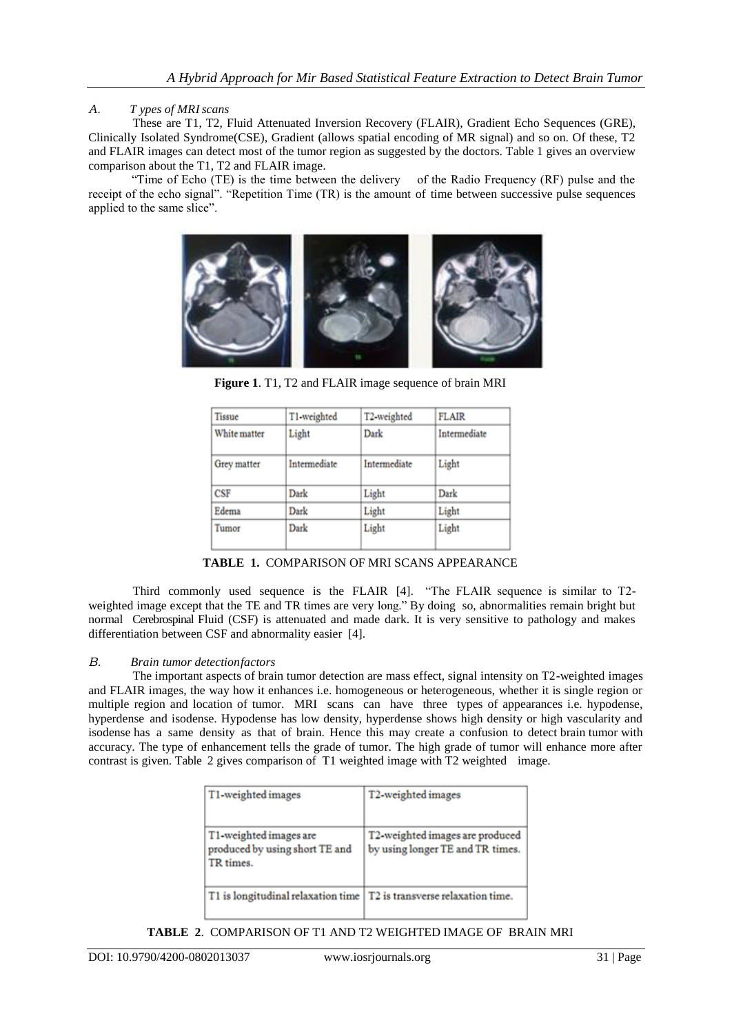### A. Types of MRI scans

These are T1, T2, Fluid Attenuated Inversion Recovery (FLAIR), Gradient Echo Sequences (GRE), Clinically Isolated Syndrome(CSE), Gradient (allows spatial encoding of MR signal) and so on. Of these, T2 and FLAIR images can detect most of the tumor region as suggested by the doctors. Table 1 gives an overview comparison about the T1, T2 and FLAIR image.

"Time of Echo (TE) is the time between the delivery of the Radio Frequency (RF) pulse and the receipt of the echo signal". "Repetition Time (TR) is the amount of time between successive pulse sequences applied to the same slice".

**Figure 1**. T1, T2 and FLAIR image sequence of brain MRI

| Tissue | T1-weighted | T2-weighted | FLAIR |
| --- | --- | --- | --- |
| White matter | Light | Dark | Intermediate |
| Grey matter | Intermediate | Intermediate | Light |
| CSF | Dark | Light | Dark |
| Edema | Dark | Light | Light |
| Tumor | Dark | Light | Light |

**TABLE 1.** COMPARISON OF MRI SCANS APPEARANCE

Third commonly used sequence is the FLAIR [4]. "The FLAIR sequence is similar to T2-weighted image except that the TE and TR times are very long." By doing so, abnormalities remain bright but normal Cerebrospinal Fluid (CSF) is attenuated and made dark. It is very sensitive to pathology and makes differentiation between CSF and abnormality easier [4].

### B. Brain tumor detectionfactors

The important aspects of brain tumor detection are mass effect, signal intensity on T2-weighted images and FLAIR images, the way how it enhances i.e. homogeneous or heterogeneous, whether it is single region or multiple region and location of tumor. MRI scans can have three types of appearances i.e. hypodense, hyperdense and isodense. Hypodense has low density, hyperdense shows high density or high vascularity and isodense has a same density as that of brain. Hence this may create a confusion to detect brain tumor with accuracy. The type of enhancement tells the grade of tumor. The high grade of tumor will enhance more after contrast is given. Table 2 gives comparison of T1 weighted image with T2 weighted image.

| T1-weighted images | T2-weighted images |
| --- | --- |
| T1-weighted images are produced by using short TE and TR times. | T2-weighted images are produced by using longer TE and TR times. |
| T1 is longitudinal relaxation time | T2 is transverse relaxation time. |

**TABLE 2**. COMPARISON OF T1 AND T2 WEIGHTED IMAGE OF BRAIN MRI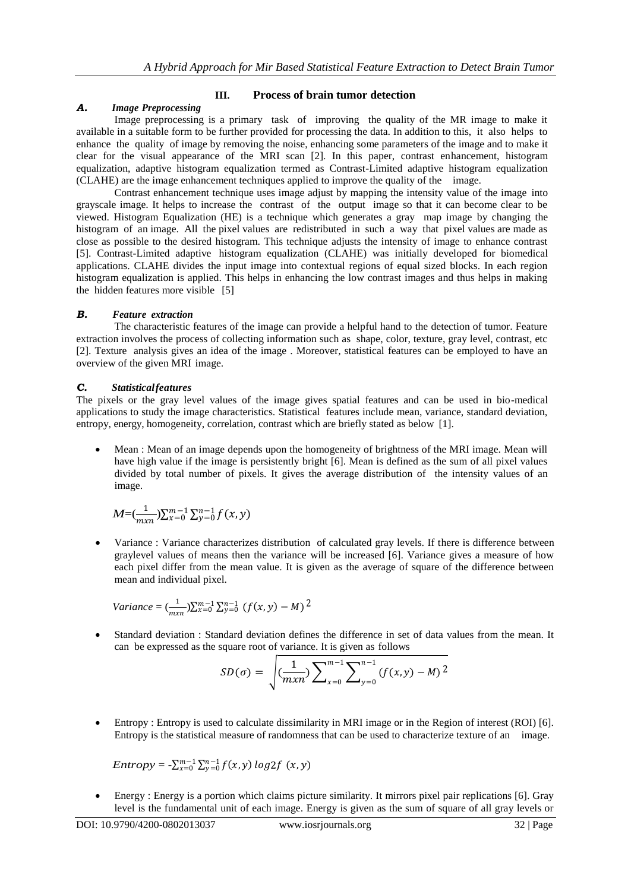## III. Process of brain tumor detection

### *A. Image Preprocessing*

Image preprocessing is a primary task of improving the quality of the MR image to make it available in a suitable form to be further provided for processing the data. In addition to this, it also helps to enhance the quality of image by removing the noise, enhancing some parameters of the image and to make it clear for the visual appearance of the MRI scan [2]. In this paper, contrast enhancement, histogram equalization, adaptive histogram equalization termed as Contrast-Limited adaptive histogram equalization (CLAHE) are the image enhancement techniques applied to improve the quality of the image.

Contrast enhancement technique uses image adjust by mapping the intensity value of the image into grayscale image. It helps to increase the contrast of the output image so that it can become clear to be viewed. Histogram Equalization (HE) is a technique which generates a gray map image by changing the histogram of an image. All the pixel values are redistributed in such a way that pixel values are made as close as possible to the desired histogram. This technique adjusts the intensity of image to enhance contrast [5]. Contrast-Limited adaptive histogram equalization (CLAHE) was initially developed for biomedical applications. CLAHE divides the input image into contextual regions of equal sized blocks. In each region histogram equalization is applied. This helps in enhancing the low contrast images and thus helps in making the hidden features more visible [5]

### *B. Feature extraction*

The characteristic features of the image can provide a helpful hand to the detection of tumor. Feature extraction involves the process of collecting information such as shape, color, texture, gray level, contrast, etc [2]. Texture analysis gives an idea of the image . Moreover, statistical features can be employed to have an overview of the given MRI image.

### *C. Statistical features*

The pixels or the gray level values of the image gives spatial features and can be used in bio-medical applications to study the image characteristics. Statistical features include mean, variance, standard deviation, entropy, energy, homogeneity, correlation, contrast which are briefly stated as below [1].

- Mean : Mean of an image depends upon the homogeneity of brightness of the MRI image. Mean will have high value if the image is persistently bright [6]. Mean is defined as the sum of all pixel values divided by total number of pixels. It gives the average distribution of the intensity values of an image.

$$M=\left(\frac{1}{mxn}\right)\sum_{x=0}^{m-1}\sum_{y=0}^{n-1}f(x,y)$$

- Variance : Variance characterizes distribution of calculated gray levels. If there is difference between graylevel values of means then the variance will be increased [6]. Variance gives a measure of how each pixel differ from the mean value. It is given as the average of square of the difference between mean and individual pixel.

$$Variance = \left(\frac{1}{mxn}\right)\sum_{x=0}^{m-1}\sum_{y=0}^{n-1}\left(f(x,y)-M\right)^2$$

- Standard deviation : Standard deviation defines the difference in set of data values from the mean. It can be expressed as the square root of variance. It is given as follows

$$SD(\sigma) = \sqrt{\left(\frac{1}{mxn}\right)\sum_{x=0}^{m-1}\sum_{y=0}^{n-1}\left(f(x,y)-M\right)^2}$$

- Entropy : Entropy is used to calculate dissimilarity in MRI image or in the Region of interest (ROI) [6]. Entropy is the statistical measure of randomness that can be used to characterize texture of an image.

$$Entropy = -\sum_{x=0}^{m-1}\sum_{y=0}^{n-1}f(x,y)\,log2f\,(x,y)$$

- Energy : Energy is a portion which claims picture similarity. It mirrors pixel pair replications [6]. Gray level is the fundamental unit of each image. Energy is given as the sum of square of all gray levels or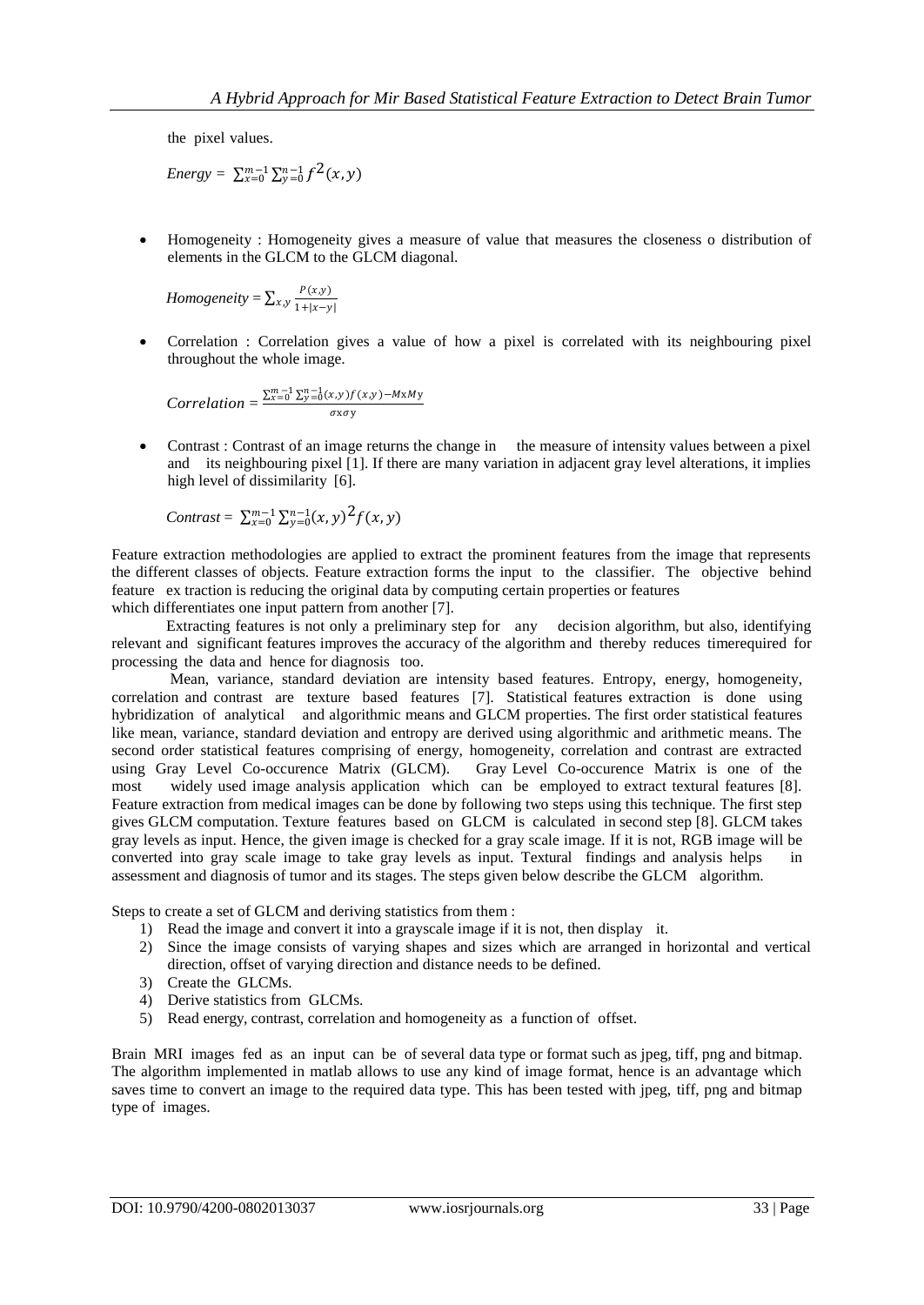the pixel values.

$$Energy = \sum_{x=0}^{m-1}\sum_{y=0}^{n-1} f^2(x,y)$$

- Homogeneity : Homogeneity gives a measure of value that measures the closeness o distribution of elements in the GLCM to the GLCM diagonal.

$$Homogeneity = \sum_{x,y} \frac{P(x,y)}{1+|x-y|}$$

- Correlation : Correlation gives a value of how a pixel is correlated with its neighbouring pixel throughout the whole image.

$$Correlation = \frac{\sum_{x=0}^{m-1}\sum_{y=0}^{n-1}(x,y)f(x,y)-MxMy}{\sigma x\sigma y}$$

- Contrast : Contrast of an image returns the change in the measure of intensity values between a pixel and its neighbouring pixel [1]. If there are many variation in adjacent gray level alterations, it implies high level of dissimilarity [6].

$$Contrast = \sum_{x=0}^{m-1}\sum_{y=0}^{n-1}(x,y)^2 f(x,y)$$

Feature extraction methodologies are applied to extract the prominent features from the image that represents the different classes of objects. Feature extraction forms the input to the classifier. The objective behind feature ex traction is reducing the original data by computing certain properties or features which differentiates one input pattern from another [7].

Extracting features is not only a preliminary step for any decision algorithm, but also, identifying relevant and significant features improves the accuracy of the algorithm and thereby reduces timerequired for processing the data and hence for diagnosis too.

Mean, variance, standard deviation are intensity based features. Entropy, energy, homogeneity, correlation and contrast are texture based features [7]. Statistical features extraction is done using hybridization of analytical and algorithmic means and GLCM properties. The first order statistical features like mean, variance, standard deviation and entropy are derived using algorithmic and arithmetic means. The second order statistical features comprising of energy, homogeneity, correlation and contrast are extracted using Gray Level Co-occurence Matrix (GLCM). Gray Level Co-occurence Matrix is one of the most widely used image analysis application which can be employed to extract textural features [8]. Feature extraction from medical images can be done by following two steps using this technique. The first step gives GLCM computation. Texture features based on GLCM is calculated in second step [8]. GLCM takes gray levels as input. Hence, the given image is checked for a gray scale image. If it is not, RGB image will be converted into gray scale image to take gray levels as input. Textural findings and analysis helps in assessment and diagnosis of tumor and its stages. The steps given below describe the GLCM algorithm.

Steps to create a set of GLCM and deriving statistics from them :

1) Read the image and convert it into a grayscale image if it is not, then display it.
2) Since the image consists of varying shapes and sizes which are arranged in horizontal and vertical direction, offset of varying direction and distance needs to be defined.
3) Create the GLCMs.
4) Derive statistics from GLCMs.
5) Read energy, contrast, correlation and homogeneity as a function of offset.

Brain MRI images fed as an input can be of several data type or format such as jpeg, tiff, png and bitmap. The algorithm implemented in matlab allows to use any kind of image format, hence is an advantage which saves time to convert an image to the required data type. This has been tested with jpeg, tiff, png and bitmap type of images.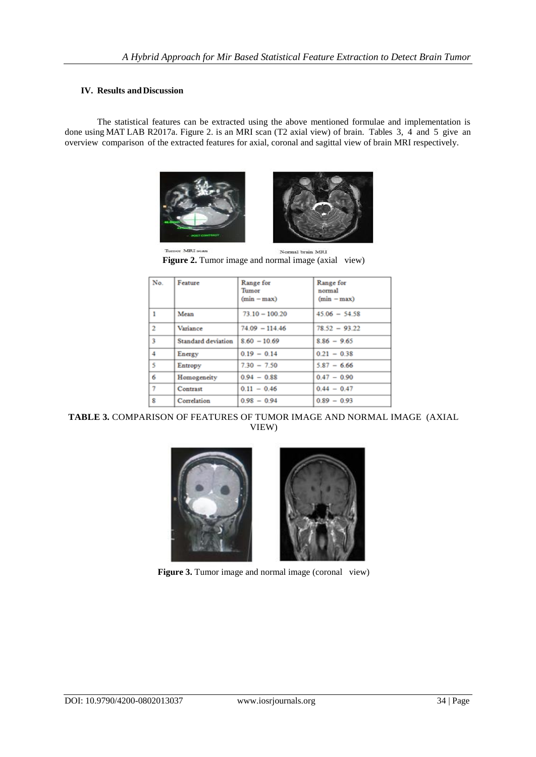## IV. Results and Discussion

The statistical features can be extracted using the above mentioned formulae and implementation is done using MAT LAB R2017a. Figure 2. is an MRI scan (T2 axial view) of brain. Tables 3, 4 and 5 give an overview comparison of the extracted features for axial, coronal and sagittal view of brain MRI respectively.

Tumor MRI scan Normal brain MRI

**Figure 2.** Tumor image and normal image (axial view)

| No. | Feature | Range for Tumor (min – max) | Range for normal (min – max) |
|---|---|---|---|
| 1 | Mean | 73.10 – 100.20 | 45.06 – 54.58 |
| 2 | Variance | 74.09 – 114.46 | 78.52 – 93.22 |
| 3 | Standard deviation | 8.60 – 10.69 | 8.86 – 9.65 |
| 4 | Energy | 0.19 – 0.14 | 0.21 – 0.38 |
| 5 | Entropy | 7.30 – 7.50 | 5.87 – 6.66 |
| 6 | Homogeneity | 0.94 – 0.88 | 0.47 – 0.90 |
| 7 | Contrast | 0.11 – 0.46 | 0.44 – 0.47 |
| 8 | Correlation | 0.98 – 0.94 | 0.89 – 0.93 |

**TABLE 3.** COMPARISON OF FEATURES OF TUMOR IMAGE AND NORMAL IMAGE (AXIAL VIEW)

**Figure 3.** Tumor image and normal image (coronal view)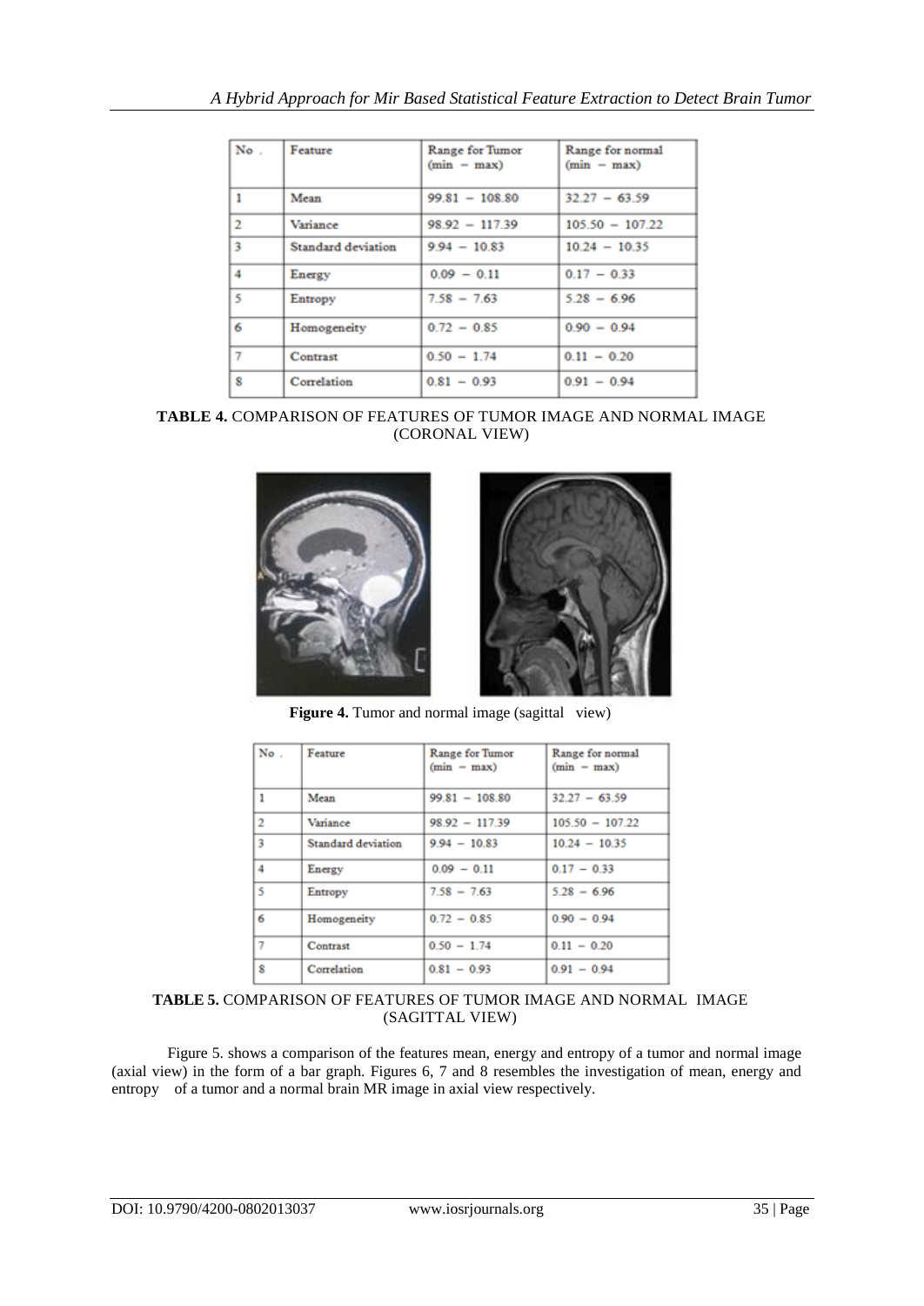| No . | Feature | Range for Tumor (min − max) | Range for normal (min − max) |
|---|---|---|---|
| 1 | Mean | 99.81 − 108.80 | 32.27 − 63.59 |
| 2 | Variance | 98.92 − 117.39 | 105.50 − 107.22 |
| 3 | Standard deviation | 9.94 − 10.83 | 10.24 − 10.35 |
| 4 | Energy | 0.09 − 0.11 | 0.17 − 0.33 |
| 5 | Entropy | 7.58 − 7.63 | 5.28 − 6.96 |
| 6 | Homogeneity | 0.72 − 0.85 | 0.90 − 0.94 |
| 7 | Contrast | 0.50 − 1.74 | 0.11 − 0.20 |
| 8 | Correlation | 0.81 − 0.93 | 0.91 − 0.94 |

**TABLE 4.** COMPARISON OF FEATURES OF TUMOR IMAGE AND NORMAL IMAGE (CORONAL VIEW)

**Figure 4.** Tumor and normal image (sagittal view)

| No . | Feature | Range for Tumor (min − max) | Range for normal (min − max) |
|---|---|---|---|
| 1 | Mean | 99.81 − 108.80 | 32.27 − 63.59 |
| 2 | Variance | 98.92 − 117.39 | 105.50 − 107.22 |
| 3 | Standard deviation | 9.94 − 10.83 | 10.24 − 10.35 |
| 4 | Energy | 0.09 − 0.11 | 0.17 − 0.33 |
| 5 | Entropy | 7.58 − 7.63 | 5.28 − 6.96 |
| 6 | Homogeneity | 0.72 − 0.85 | 0.90 − 0.94 |
| 7 | Contrast | 0.50 − 1.74 | 0.11 − 0.20 |
| 8 | Correlation | 0.81 − 0.93 | 0.91 − 0.94 |

**TABLE 5.** COMPARISON OF FEATURES OF TUMOR IMAGE AND NORMAL IMAGE (SAGITTAL VIEW)

Figure 5. shows a comparison of the features mean, energy and entropy of a tumor and normal image (axial view) in the form of a bar graph. Figures 6, 7 and 8 resembles the investigation of mean, energy and entropy of a tumor and a normal brain MR image in axial view respectively.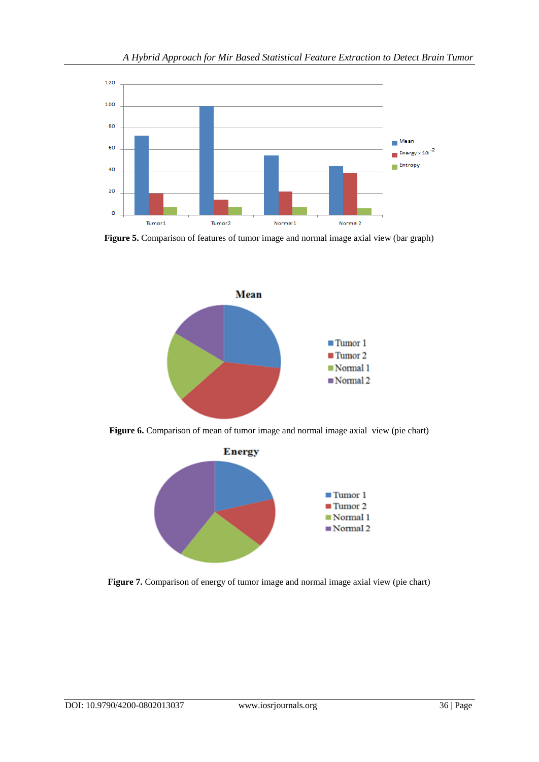**Figure 5.** Comparison of features of tumor image and normal image axial view (bar graph)

**Figure 6.** Comparison of mean of tumor image and normal image axial view (pie chart)

**Figure 7.** Comparison of energy of tumor image and normal image axial view (pie chart)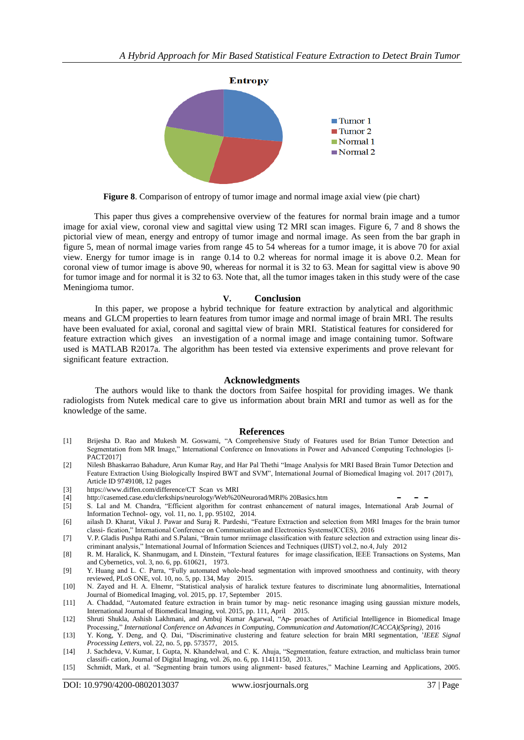Entropy

Tumor 1
Tumor 2
Normal 1
Normal 2

**Figure 8**. Comparison of entropy of tumor image and normal image axial view (pie chart)

This paper thus gives a comprehensive overview of the features for normal brain image and a tumor image for axial view, coronal view and sagittal view using T2 MRI scan images. Figure 6, 7 and 8 shows the pictorial view of mean, energy and entropy of tumor image and normal image. As seen from the bar graph in figure 5, mean of normal image varies from range 45 to 54 whereas for a tumor image, it is above 70 for axial view. Energy for tumor image is in range 0.14 to 0.2 whereas for normal image it is above 0.2. Mean for coronal view of tumor image is above 90, whereas for normal it is 32 to 63. Mean for sagittal view is above 90 for tumor image and for normal it is 32 to 63. Note that, all the tumor images taken in this study were of the case Meningioma tumor.

## V. Conclusion

In this paper, we propose a hybrid technique for feature extraction by analytical and algorithmic means and GLCM properties to learn features from tumor image and normal image of brain MRI. The results have been evaluated for axial, coronal and sagittal view of brain MRI. Statistical features for considered for feature extraction which gives an investigation of a normal image and image containing tumor. Software used is MATLAB R2017a. The algorithm has been tested via extensive experiments and prove relevant for significant feature extraction.

## Acknowledgments

The authors would like to thank the doctors from Saifee hospital for providing images. We thank radiologists from Nutek medical care to give us information about brain MRI and tumor as well as for the knowledge of the same.

## References

[1] Brijesha D. Rao and Mukesh M. Goswami, "A Comprehensive Study of Features used for Brian Tumor Detection and Segmentation from MR Image," International Conference on Innovations in Power and Advanced Computing Technologies [i-PACT2017]

[2] Nilesh Bhaskarrao Bahadure, Arun Kumar Ray, and Har Pal Thethi "Image Analysis for MRI Based Brain Tumor Detection and Feature Extraction Using Biologically Inspired BWT and SVM", International Journal of Biomedical Imaging vol. 2017 (2017), Article ID 9749108, 12 pages

[3] https://www.diffen.com/difference/CT Scan vs MRI

[4] http://casemed.case.edu/clerkships/neurology/Web%20Neurorad/MRI% 20Basics.htm

[5] S. Lal and M. Chandra, "Efficient algorithm for contrast enhancement of natural images, International Arab Journal of Information Technol- ogy, vol. 11, no. 1, pp. 95102, 2014.

[6] ailash D. Kharat, Vikul J. Pawar and Suraj R. Pardeshi, "Feature Extraction and selection from MRI Images for the brain tumor classi- fication," International Conference on Communication and Electronics Systems(ICCES), 2016

[7] V. P. Gladis Pushpa Rathi and S.Palani, "Brain tumor mriimage classification with feature selection and extraction using linear dis- criminant analysis," International Journal of Information Sciences and Techniques (IJIST) vol.2, no.4, July 2012

[8] R. M. Haralick, K. Shanmugam, and I. Dinstein, "Textural features for image classification, IEEE Transactions on Systems, Man and Cybernetics, vol. 3, no. 6, pp. 610621, 1973.

[9] Y. Huang and L. C. Parra, "Fully automated whole-head segmentation with improved smoothness and continuity, with theory reviewed, PLoS ONE, vol. 10, no. 5, pp. 134, May 2015.

[10] N. Zayed and H. A. Elnemr, "Statistical analysis of haralick texture features to discriminate lung abnormalities, International Journal of Biomedical Imaging, vol. 2015, pp. 17, September 2015.

[11] A. Chaddad, "Automated feature extraction in brain tumor by mag- netic resonance imaging using gaussian mixture models, International Journal of Biomedical Imaging, vol. 2015, pp. 111, April 2015.

[12] Shruti Shukla, Ashish Lakhmani, and Ambuj Kumar Agarwal, "Ap- proaches of Artificial Intelligence in Biomedical Image Processing," *International Conference on Advances in Computing, Communication and Automation(ICACCA)(Spring)*, 2016

[13] Y. Kong, Y. Deng, and Q. Dai, "Discriminative clustering and feature selection for brain MRI segmentation, '*IEEE Signal Processing Letters*, vol. 22, no. 5, pp. 573577, 2015.

[14] J. Sachdeva, V. Kumar, I. Gupta, N. Khandelwal, and C. K. Ahuja, "Segmentation, feature extraction, and multiclass brain tumor classifi- cation, Journal of Digital Imaging, vol. 26, no. 6, pp. 11411150, 2013.

[15] Schmidt, Mark, et al. "Segmenting brain tumors using alignment- based features," Machine Learning and Applications, 2005.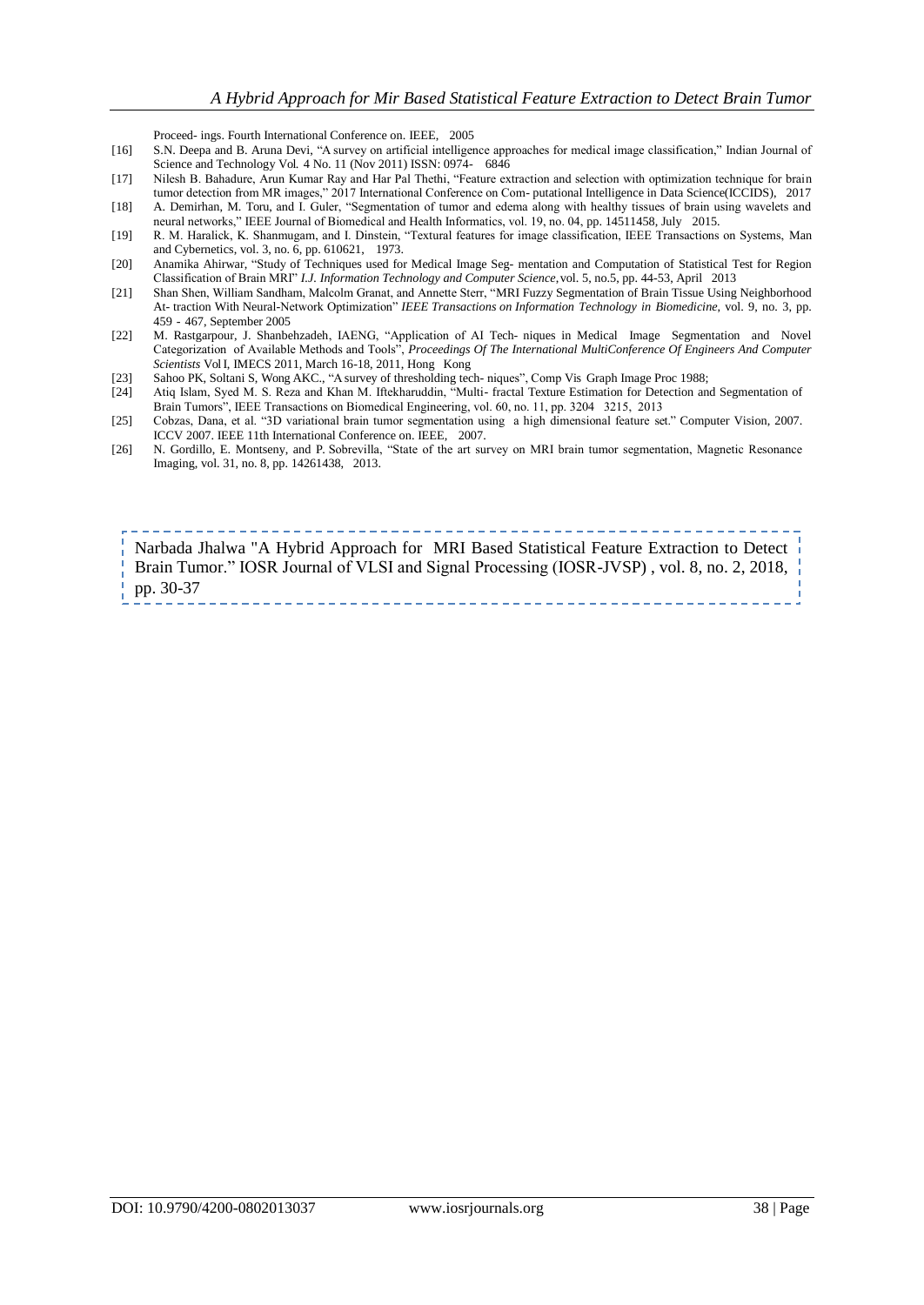Proceed- ings. Fourth International Conference on. IEEE, 2005

[16] S.N. Deepa and B. Aruna Devi, "A survey on artificial intelligence approaches for medical image classification," Indian Journal of Science and Technology Vol. 4 No. 11 (Nov 2011) ISSN: 0974- 6846

[17] Nilesh B. Bahadure, Arun Kumar Ray and Har Pal Thethi, "Feature extraction and selection with optimization technique for brain tumor detection from MR images," 2017 International Conference on Com- putational Intelligence in Data Science(ICCIDS), 2017

[18] A. Demirhan, M. Toru, and I. Guler, "Segmentation of tumor and edema along with healthy tissues of brain using wavelets and neural networks," IEEE Journal of Biomedical and Health Informatics, vol. 19, no. 04, pp. 14511458, July 2015.

[19] R. M. Haralick, K. Shanmugam, and I. Dinstein, "Textural features for image classification, IEEE Transactions on Systems, Man and Cybernetics, vol. 3, no. 6, pp. 610621, 1973.

[20] Anamika Ahirwar, "Study of Techniques used for Medical Image Seg- mentation and Computation of Statistical Test for Region Classification of Brain MRI" *I.J. Information Technology and Computer Science*, vol. 5, no.5, pp. 44-53, April 2013

[21] Shan Shen, William Sandham, Malcolm Granat, and Annette Sterr, "MRI Fuzzy Segmentation of Brain Tissue Using Neighborhood At- traction With Neural-Network Optimization" *IEEE Transactions on Information Technology in Biomedicine*, vol. 9, no. 3, pp. 459 - 467, September 2005

[22] M. Rastgarpour, J. Shanbehzadeh, IAENG, "Application of AI Tech- niques in Medical Image Segmentation and Novel Categorization of Available Methods and Tools", *Proceedings Of The International MultiConference Of Engineers And Computer Scientists* Vol I, IMECS 2011, March 16-18, 2011, Hong Kong

[23] Sahoo PK, Soltani S, Wong AKC., "A survey of thresholding tech- niques", Comp Vis Graph Image Proc 1988;

[24] Atiq Islam, Syed M. S. Reza and Khan M. Iftekharuddin, "Multi- fractal Texture Estimation for Detection and Segmentation of Brain Tumors", IEEE Transactions on Biomedical Engineering, vol. 60, no. 11, pp. 3204 3215, 2013

[25] Cobzas, Dana, et al. "3D variational brain tumor segmentation using a high dimensional feature set." Computer Vision, 2007. ICCV 2007. IEEE 11th International Conference on. IEEE, 2007.

[26] N. Gordillo, E. Montseny, and P. Sobrevilla, "State of the art survey on MRI brain tumor segmentation, Magnetic Resonance Imaging, vol. 31, no. 8, pp. 14261438, 2013.

Narbada Jhalwa "A Hybrid Approach for MRI Based Statistical Feature Extraction to Detect Brain Tumor." IOSR Journal of VLSI and Signal Processing (IOSR-JVSP) , vol. 8, no. 2, 2018, pp. 30-37